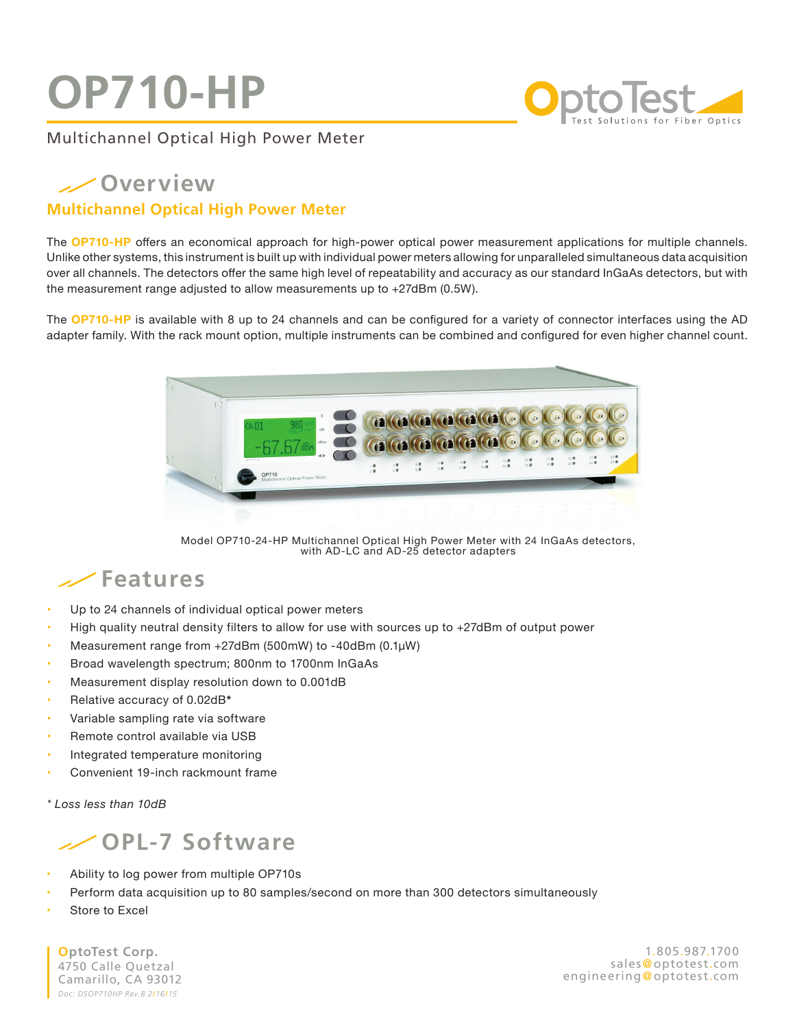# OP710-HP

Multichannel Optical High Power Meter

## Overview

### Multichannel Optical High Power Meter

The **OP710-HP** offers an economical approach for high-power optical power measurement applications for multiple channels. Unlike other systems, this instrument is built up with individual power meters allowing for unparalleled simultaneous data acquisition over all channels. The detectors offer the same high level of repeatability and accuracy as our standard InGaAs detectors, but with the measurement range adjusted to allow measurements up to +27dBm (0.5W).

The **OP710-HP** is available with 8 up to 24 channels and can be configured for a variety of connector interfaces using the AD adapter family. With the rack mount option, multiple instruments can be combined and configured for even higher channel count.

Model OP710-24-HP Multichannel Optical High Power Meter with 24 InGaAs detectors, with AD-LC and AD-25 detector adapters

## Features

- Up to 24 channels of individual optical power meters
- High quality neutral density filters to allow for use with sources up to +27dBm of output power
- Measurement range from +27dBm (500mW) to -40dBm (0.1μW)
- Broad wavelength spectrum; 800nm to 1700nm InGaAs
- Measurement display resolution down to 0.001dB
- Relative accuracy of 0.02dB*
- Variable sampling rate via software
- Remote control available via USB
- Integrated temperature monitoring
- Convenient 19-inch rackmount frame

*\* Loss less than 10dB*

## OPL-7 Software

- Ability to log power from multiple OP710s
- Perform data acquisition up to 80 samples/second on more than 300 detectors simultaneously
- Store to Excel

**OptoTest Corp.**
4750 Calle Quetzal
Camarillo, CA 93012
*Doc: DSOP710HP Rev.B 2/16/15*

1.805.987.1700
sales@optotest.com
engineering@optotest.com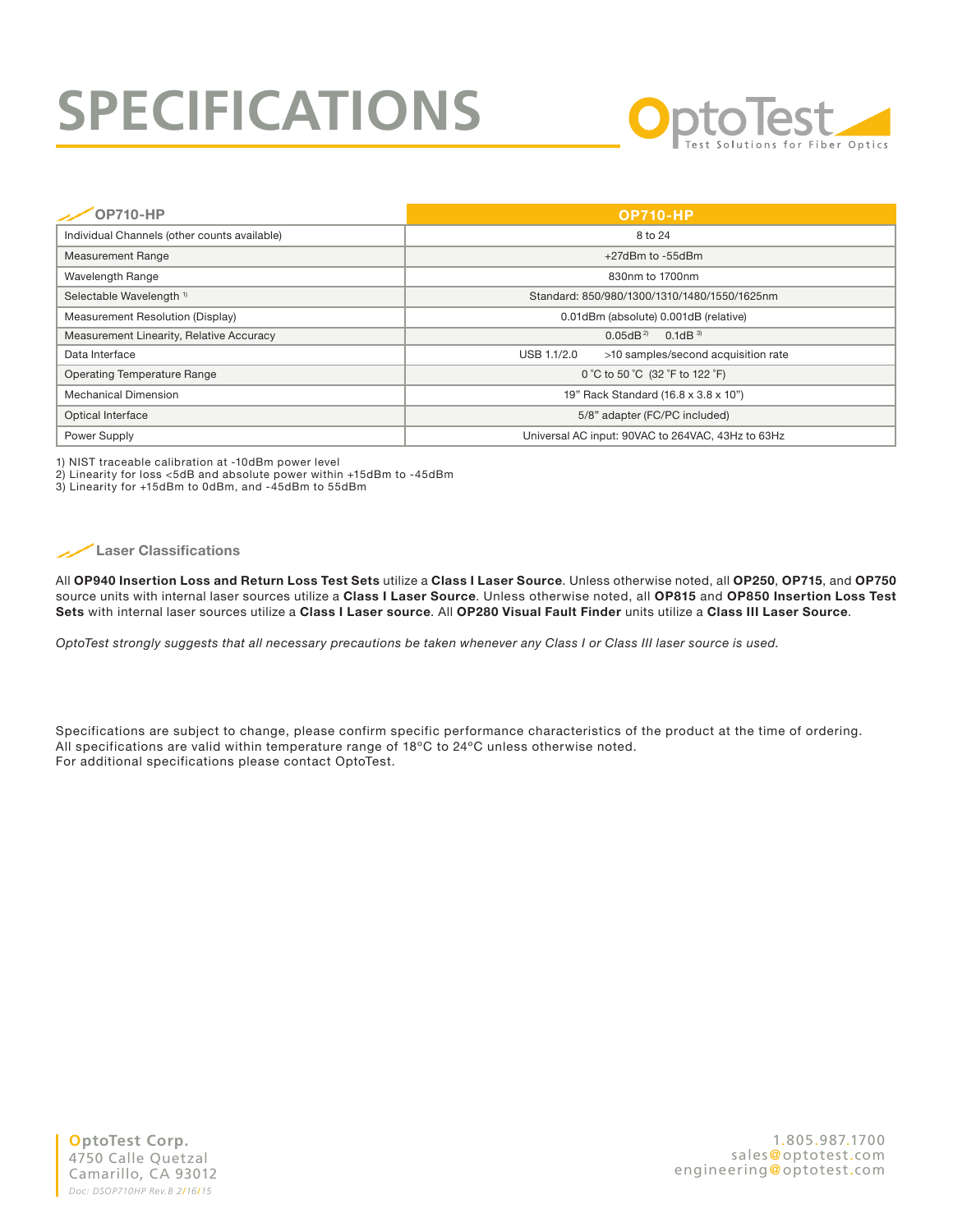# SPECIFICATIONS

| OP710-HP | OP710-HP |
|---|---|
| Individual Channels (other counts available) | 8 to 24 |
| Measurement Range | +27dBm to -55dBm |
| Wavelength Range | 830nm to 1700nm |
| Selectable Wavelength [1] | Standard: 850/980/1300/1310/1480/1550/1625nm |
| Measurement Resolution (Display) | 0.01dBm (absolute) 0.001dB (relative) |
| Measurement Linearity, Relative Accuracy | 0.05dB [2] 0.1dB [3] |
| Data Interface | USB 1.1/2.0 >10 samples/second acquisition rate |
| Operating Temperature Range | 0 °C to 50 °C (32 °F to 122 °F) |
| Mechanical Dimension | 19" Rack Standard (16.8 x 3.8 x 10") |
| Optical Interface | 5/8" adapter (FC/PC included) |
| Power Supply | Universal AC input: 90VAC to 264VAC, 43Hz to 63Hz |

1) NIST traceable calibration at -10dBm power level
2) Linearity for loss <5dB and absolute power within +15dBm to -45dBm
3) Linearity for +15dBm to 0dBm, and -45dBm to 55dBm

## Laser Classifications

All **OP940 Insertion Loss and Return Loss Test Sets** utilize a **Class I Laser Source**. Unless otherwise noted, all **OP250**, **OP715**, and **OP750** source units with internal laser sources utilize a **Class I Laser Source**. Unless otherwise noted, all **OP815** and **OP850 Insertion Loss Test Sets** with internal laser sources utilize a **Class I Laser source**. All **OP280 Visual Fault Finder** units utilize a **Class III Laser Source**.

*OptoTest strongly suggests that all necessary precautions be taken whenever any Class I or Class III laser source is used.*

Specifications are subject to change, please confirm specific performance characteristics of the product at the time of ordering.
All specifications are valid within temperature range of 18°C to 24°C unless otherwise noted.
For additional specifications please contact OptoTest.

**OptoTest Corp.**
4750 Calle Quetzal
Camarillo, CA 93012
*Doc: DSOP710HP Rev.B 2/16/15*

1.805.987.1700
sales@optotest.com
engineering@optotest.com